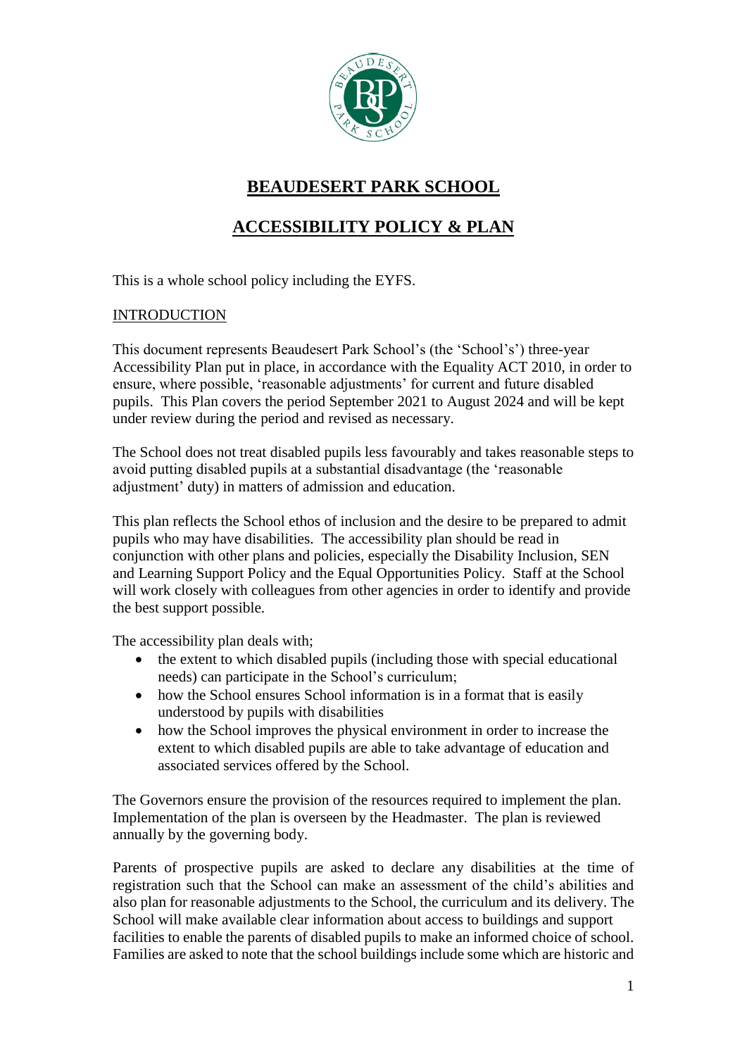# BEAUDESERT PARK SCHOOL

## ACCESSIBILITY POLICY & PLAN

This is a whole school policy including the EYFS.

INTRODUCTION

This document represents Beaudesert Park School's (the 'School's') three-year Accessibility Plan put in place, in accordance with the Equality ACT 2010, in order to ensure, where possible, 'reasonable adjustments' for current and future disabled pupils. This Plan covers the period September 2021 to August 2024 and will be kept under review during the period and revised as necessary.

The School does not treat disabled pupils less favourably and takes reasonable steps to avoid putting disabled pupils at a substantial disadvantage (the 'reasonable adjustment' duty) in matters of admission and education.

This plan reflects the School ethos of inclusion and the desire to be prepared to admit pupils who may have disabilities. The accessibility plan should be read in conjunction with other plans and policies, especially the Disability Inclusion, SEN and Learning Support Policy and the Equal Opportunities Policy. Staff at the School will work closely with colleagues from other agencies in order to identify and provide the best support possible.

The accessibility plan deals with;

- the extent to which disabled pupils (including those with special educational needs) can participate in the School's curriculum;
- how the School ensures School information is in a format that is easily understood by pupils with disabilities
- how the School improves the physical environment in order to increase the extent to which disabled pupils are able to take advantage of education and associated services offered by the School.

The Governors ensure the provision of the resources required to implement the plan. Implementation of the plan is overseen by the Headmaster. The plan is reviewed annually by the governing body.

Parents of prospective pupils are asked to declare any disabilities at the time of registration such that the School can make an assessment of the child's abilities and also plan for reasonable adjustments to the School, the curriculum and its delivery. The School will make available clear information about access to buildings and support facilities to enable the parents of disabled pupils to make an informed choice of school. Families are asked to note that the school buildings include some which are historic and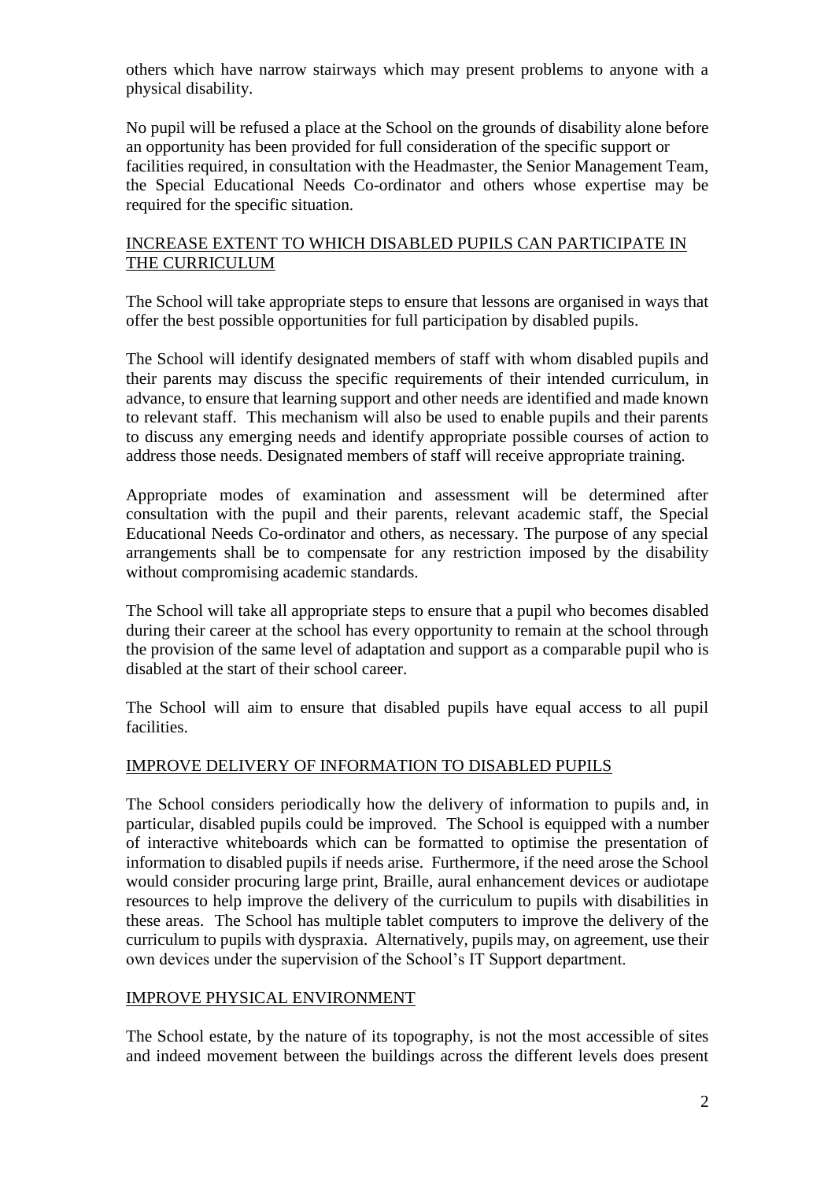others which have narrow stairways which may present problems to anyone with a physical disability.

No pupil will be refused a place at the School on the grounds of disability alone before an opportunity has been provided for full consideration of the specific support or facilities required, in consultation with the Headmaster, the Senior Management Team, the Special Educational Needs Co-ordinator and others whose expertise may be required for the specific situation.

## INCREASE EXTENT TO WHICH DISABLED PUPILS CAN PARTICIPATE IN THE CURRICULUM

The School will take appropriate steps to ensure that lessons are organised in ways that offer the best possible opportunities for full participation by disabled pupils.

The School will identify designated members of staff with whom disabled pupils and their parents may discuss the specific requirements of their intended curriculum, in advance, to ensure that learning support and other needs are identified and made known to relevant staff. This mechanism will also be used to enable pupils and their parents to discuss any emerging needs and identify appropriate possible courses of action to address those needs. Designated members of staff will receive appropriate training.

Appropriate modes of examination and assessment will be determined after consultation with the pupil and their parents, relevant academic staff, the Special Educational Needs Co-ordinator and others, as necessary. The purpose of any special arrangements shall be to compensate for any restriction imposed by the disability without compromising academic standards.

The School will take all appropriate steps to ensure that a pupil who becomes disabled during their career at the school has every opportunity to remain at the school through the provision of the same level of adaptation and support as a comparable pupil who is disabled at the start of their school career.

The School will aim to ensure that disabled pupils have equal access to all pupil facilities.

## IMPROVE DELIVERY OF INFORMATION TO DISABLED PUPILS

The School considers periodically how the delivery of information to pupils and, in particular, disabled pupils could be improved. The School is equipped with a number of interactive whiteboards which can be formatted to optimise the presentation of information to disabled pupils if needs arise. Furthermore, if the need arose the School would consider procuring large print, Braille, aural enhancement devices or audiotape resources to help improve the delivery of the curriculum to pupils with disabilities in these areas. The School has multiple tablet computers to improve the delivery of the curriculum to pupils with dyspraxia. Alternatively, pupils may, on agreement, use their own devices under the supervision of the School's IT Support department.

## IMPROVE PHYSICAL ENVIRONMENT

The School estate, by the nature of its topography, is not the most accessible of sites and indeed movement between the buildings across the different levels does present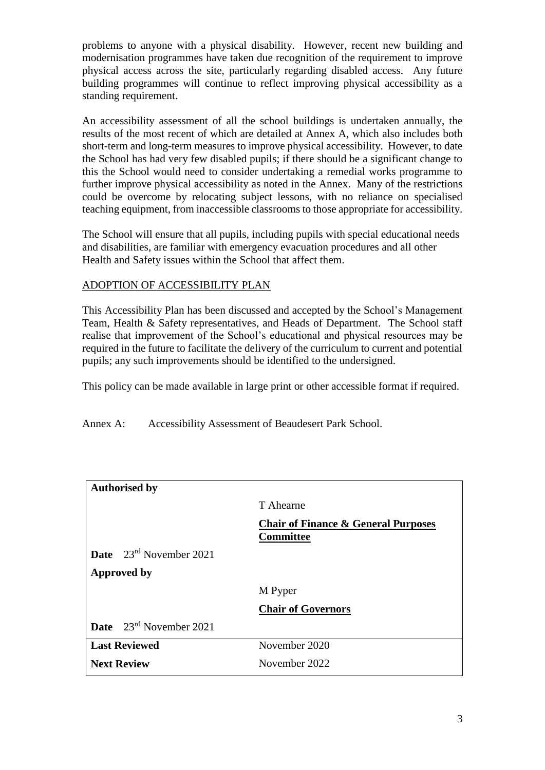problems to anyone with a physical disability. However, recent new building and modernisation programmes have taken due recognition of the requirement to improve physical access across the site, particularly regarding disabled access. Any future building programmes will continue to reflect improving physical accessibility as a standing requirement.

An accessibility assessment of all the school buildings is undertaken annually, the results of the most recent of which are detailed at Annex A, which also includes both short-term and long-term measures to improve physical accessibility. However, to date the School has had very few disabled pupils; if there should be a significant change to this the School would need to consider undertaking a remedial works programme to further improve physical accessibility as noted in the Annex. Many of the restrictions could be overcome by relocating subject lessons, with no reliance on specialised teaching equipment, from inaccessible classrooms to those appropriate for accessibility.

The School will ensure that all pupils, including pupils with special educational needs and disabilities, are familiar with emergency evacuation procedures and all other Health and Safety issues within the School that affect them.

## ADOPTION OF ACCESSIBILITY PLAN

This Accessibility Plan has been discussed and accepted by the School's Management Team, Health & Safety representatives, and Heads of Department. The School staff realise that improvement of the School's educational and physical resources may be required in the future to facilitate the delivery of the curriculum to current and potential pupils; any such improvements should be identified to the undersigned.

This policy can be made available in large print or other accessible format if required.

Annex A: Accessibility Assessment of Beaudesert Park School.

| **Authorised by** | |
|---|---|
| | T Ahearne |
| | **Chair of Finance & General Purposes Committee** |
| **Date** 23rd November 2021 | |
| **Approved by** | |
| | M Pyper |
| | **Chair of Governors** |
| **Date** 23rd November 2021 | |
| **Last Reviewed** | November 2020 |
| **Next Review** | November 2022 |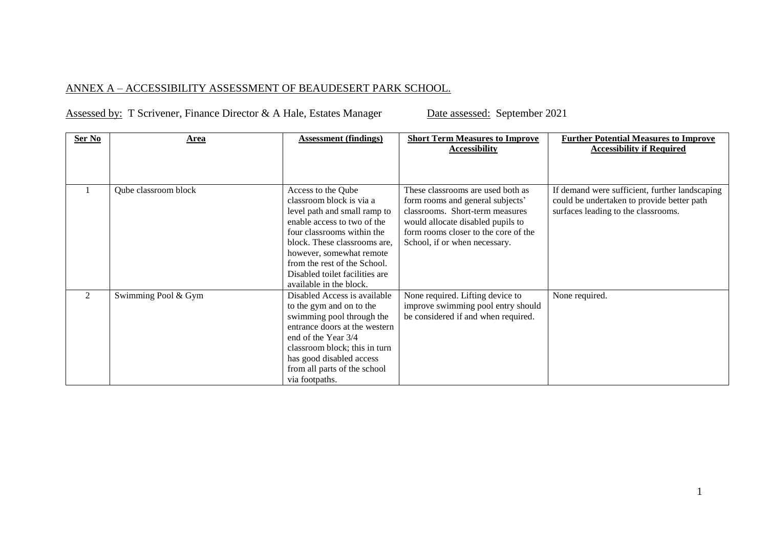## ANNEX A – ACCESSIBILITY ASSESSMENT OF BEAUDESERT PARK SCHOOL.

Assessed by: T Scrivener, Finance Director & A Hale, Estates Manager     Date assessed: September 2021

| Ser No | Area | Assessment (findings) | Short Term Measures to Improve Accessibility | Further Potential Measures to Improve Accessibility if Required |
|---|---|---|---|---|
| 1 | Qube classroom block | Access to the Qube classroom block is via a level path and small ramp to enable access to two of the four classrooms within the block. These classrooms are, however, somewhat remote from the rest of the School. Disabled toilet facilities are available in the block. | These classrooms are used both as form rooms and general subjects' classrooms. Short-term measures would allocate disabled pupils to form rooms closer to the core of the School, if or when necessary. | If demand were sufficient, further landscaping could be undertaken to provide better path surfaces leading to the classrooms. |
| 2 | Swimming Pool & Gym | Disabled Access is available to the gym and on to the swimming pool through the entrance doors at the western end of the Year 3/4 classroom block; this in turn has good disabled access from all parts of the school via footpaths. | None required. Lifting device to improve swimming pool entry should be considered if and when required. | None required. |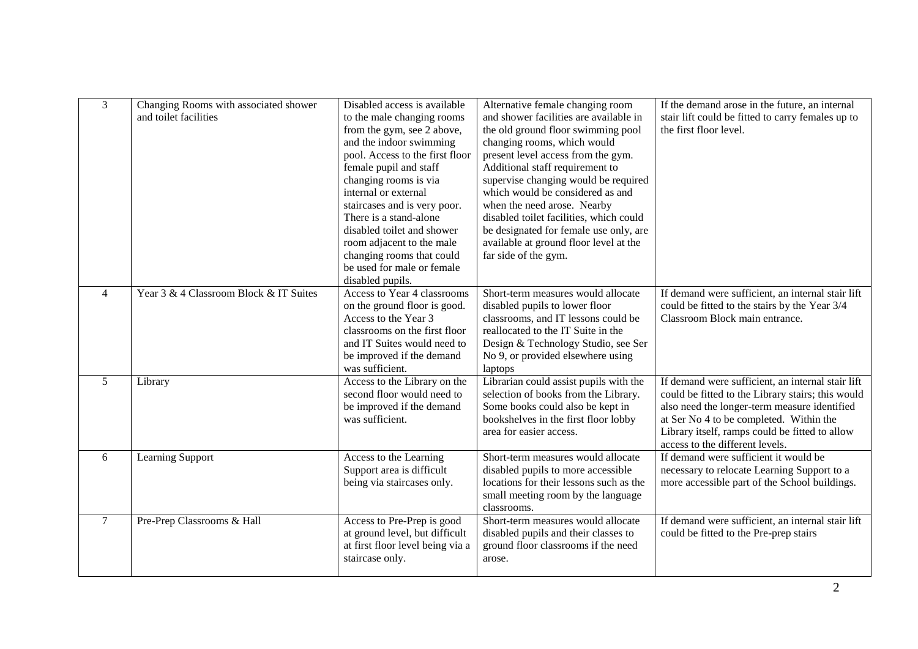| 3 | Changing Rooms with associated shower and toilet facilities | Disabled access is available to the male changing rooms from the gym, see 2 above, and the indoor swimming pool. Access to the first floor female pupil and staff changing rooms is via internal or external staircases and is very poor. There is a stand-alone disabled toilet and shower room adjacent to the male changing rooms that could be used for male or female disabled pupils. | Alternative female changing room and shower facilities are available in the old ground floor swimming pool changing rooms, which would present level access from the gym. Additional staff requirement to supervise changing would be required which would be considered as and when the need arose. Nearby disabled toilet facilities, which could be designated for female use only, are available at ground floor level at the far side of the gym. | If the demand arose in the future, an internal stair lift could be fitted to carry females up to the first floor level. |
|---|---|---|---|---|
| 4 | Year 3 & 4 Classroom Block & IT Suites | Access to Year 4 classrooms on the ground floor is good. Access to the Year 3 classrooms on the first floor and IT Suites would need to be improved if the demand was sufficient. | Short-term measures would allocate disabled pupils to lower floor classrooms, and IT lessons could be reallocated to the IT Suite in the Design & Technology Studio, see Ser No 9, or provided elsewhere using laptops | If demand were sufficient, an internal stair lift could be fitted to the stairs by the Year 3/4 Classroom Block main entrance. |
| 5 | Library | Access to the Library on the second floor would need to be improved if the demand was sufficient. | Librarian could assist pupils with the selection of books from the Library. Some books could also be kept in bookshelves in the first floor lobby area for easier access. | If demand were sufficient, an internal stair lift could be fitted to the Library stairs; this would also need the longer-term measure identified at Ser No 4 to be completed. Within the Library itself, ramps could be fitted to allow access to the different levels. |
| 6 | Learning Support | Access to the Learning Support area is difficult being via staircases only. | Short-term measures would allocate disabled pupils to more accessible locations for their lessons such as the small meeting room by the language classrooms. | If demand were sufficient it would be necessary to relocate Learning Support to a more accessible part of the School buildings. |
| 7 | Pre-Prep Classrooms & Hall | Access to Pre-Prep is good at ground level, but difficult at first floor level being via a staircase only. | Short-term measures would allocate disabled pupils and their classes to ground floor classrooms if the need arose. | If demand were sufficient, an internal stair lift could be fitted to the Pre-prep stairs |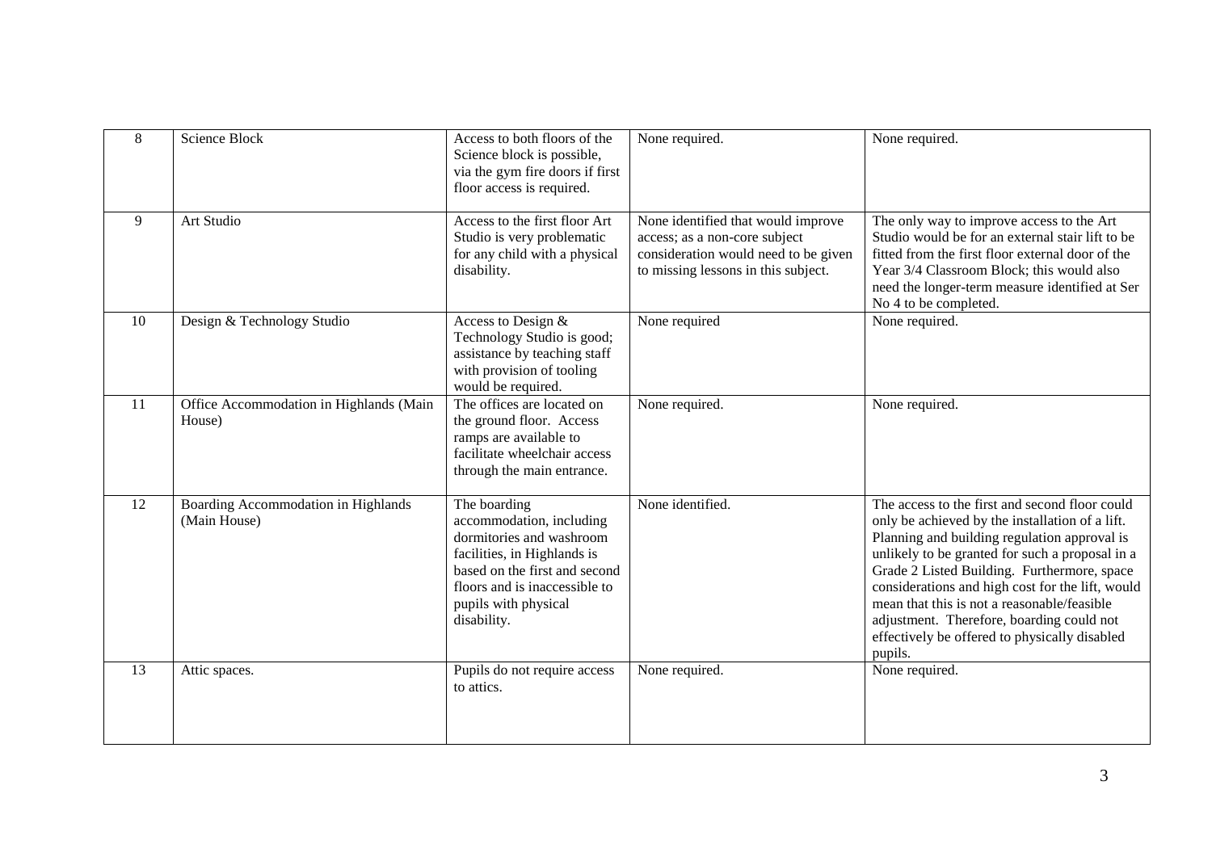| 8 | Science Block | Access to both floors of the Science block is possible, via the gym fire doors if first floor access is required. | None required. | None required. |
|---|---|---|---|---|
| 9 | Art Studio | Access to the first floor Art Studio is very problematic for any child with a physical disability. | None identified that would improve access; as a non-core subject consideration would need to be given to missing lessons in this subject. | The only way to improve access to the Art Studio would be for an external stair lift to be fitted from the first floor external door of the Year 3/4 Classroom Block; this would also need the longer-term measure identified at Ser No 4 to be completed. |
| 10 | Design & Technology Studio | Access to Design & Technology Studio is good; assistance by teaching staff with provision of tooling would be required. | None required | None required. |
| 11 | Office Accommodation in Highlands (Main House) | The offices are located on the ground floor. Access ramps are available to facilitate wheelchair access through the main entrance. | None required. | None required. |
| 12 | Boarding Accommodation in Highlands (Main House) | The boarding accommodation, including dormitories and washroom facilities, in Highlands is based on the first and second floors and is inaccessible to pupils with physical disability. | None identified. | The access to the first and second floor could only be achieved by the installation of a lift. Planning and building regulation approval is unlikely to be granted for such a proposal in a Grade 2 Listed Building. Furthermore, space considerations and high cost for the lift, would mean that this is not a reasonable/feasible adjustment. Therefore, boarding could not effectively be offered to physically disabled pupils. |
| 13 | Attic spaces. | Pupils do not require access to attics. | None required. | None required. |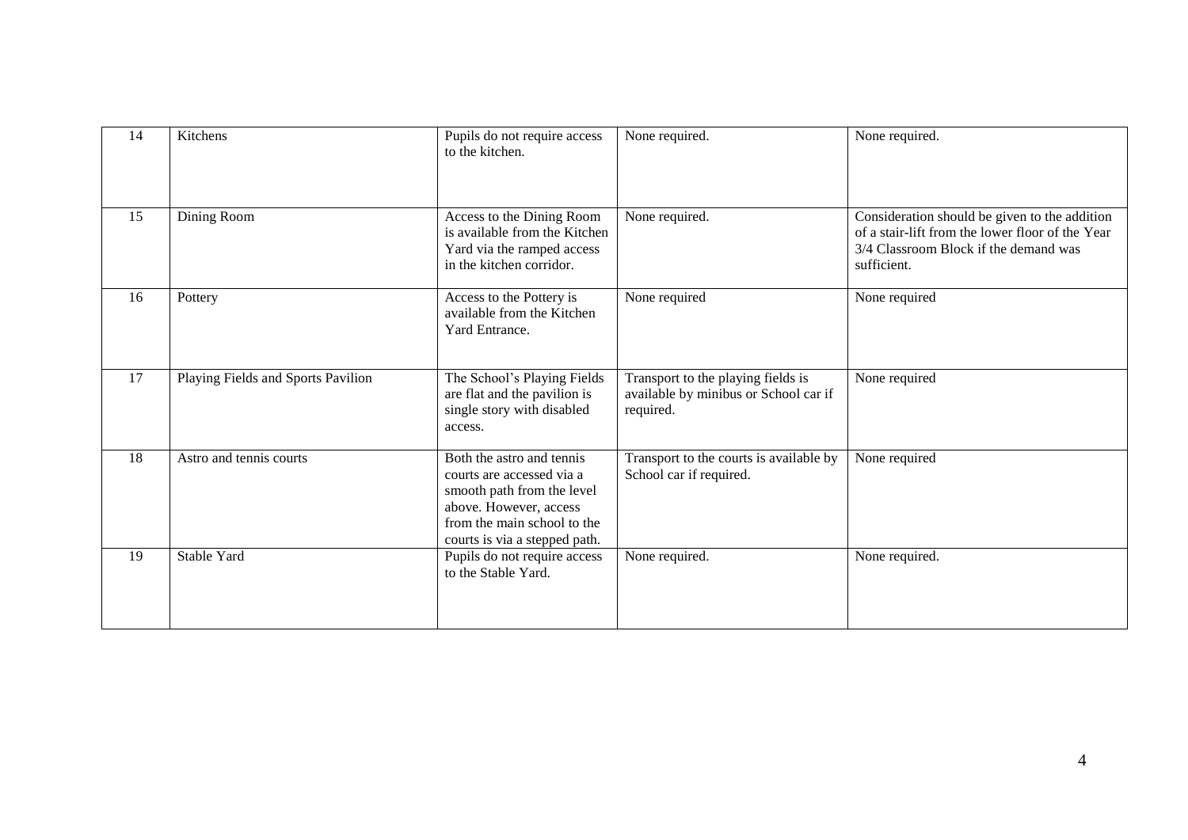| | | | | |
|---|---|---|---|---|
| 14 | Kitchens | Pupils do not require access to the kitchen. | None required. | None required. |
| 15 | Dining Room | Access to the Dining Room is available from the Kitchen Yard via the ramped access in the kitchen corridor. | None required. | Consideration should be given to the addition of a stair-lift from the lower floor of the Year 3/4 Classroom Block if the demand was sufficient. |
| 16 | Pottery | Access to the Pottery is available from the Kitchen Yard Entrance. | None required | None required |
| 17 | Playing Fields and Sports Pavilion | The School's Playing Fields are flat and the pavilion is single story with disabled access. | Transport to the playing fields is available by minibus or School car if required. | None required |
| 18 | Astro and tennis courts | Both the astro and tennis courts are accessed via a smooth path from the level above. However, access from the main school to the courts is via a stepped path. | Transport to the courts is available by School car if required. | None required |
| 19 | Stable Yard | Pupils do not require access to the Stable Yard. | None required. | None required. |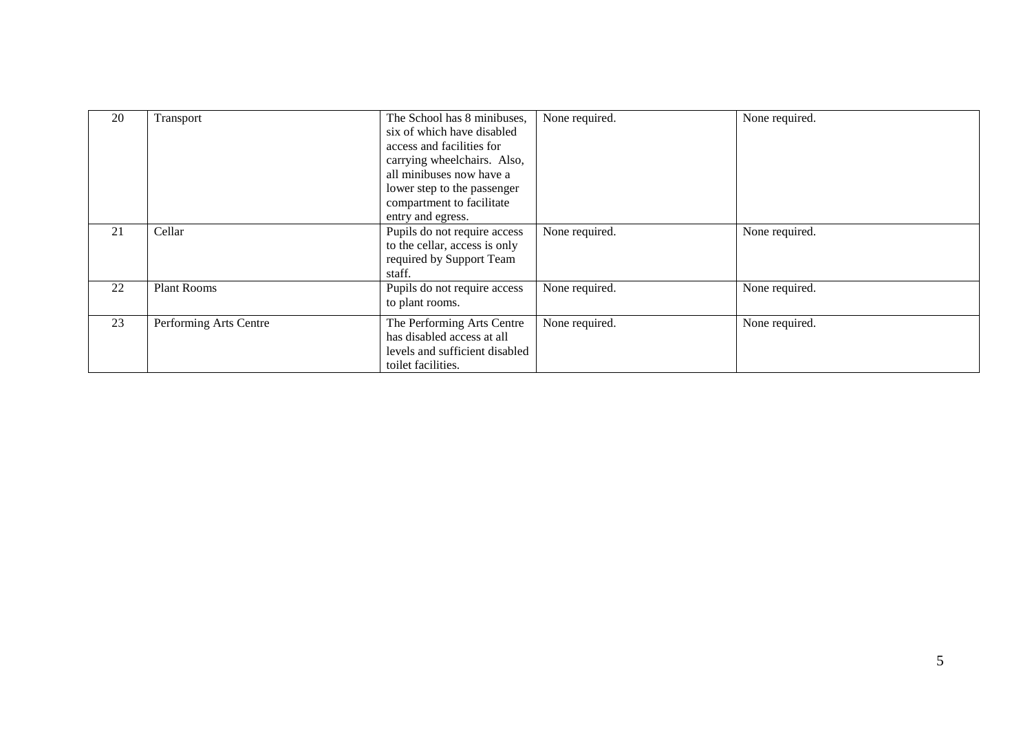| | | | | |
|---|---|---|---|---|
| 20 | Transport | The School has 8 minibuses, six of which have disabled access and facilities for carrying wheelchairs. Also, all minibuses now have a lower step to the passenger compartment to facilitate entry and egress. | None required. | None required. |
| 21 | Cellar | Pupils do not require access to the cellar, access is only required by Support Team staff. | None required. | None required. |
| 22 | Plant Rooms | Pupils do not require access to plant rooms. | None required. | None required. |
| 23 | Performing Arts Centre | The Performing Arts Centre has disabled access at all levels and sufficient disabled toilet facilities. | None required. | None required. |